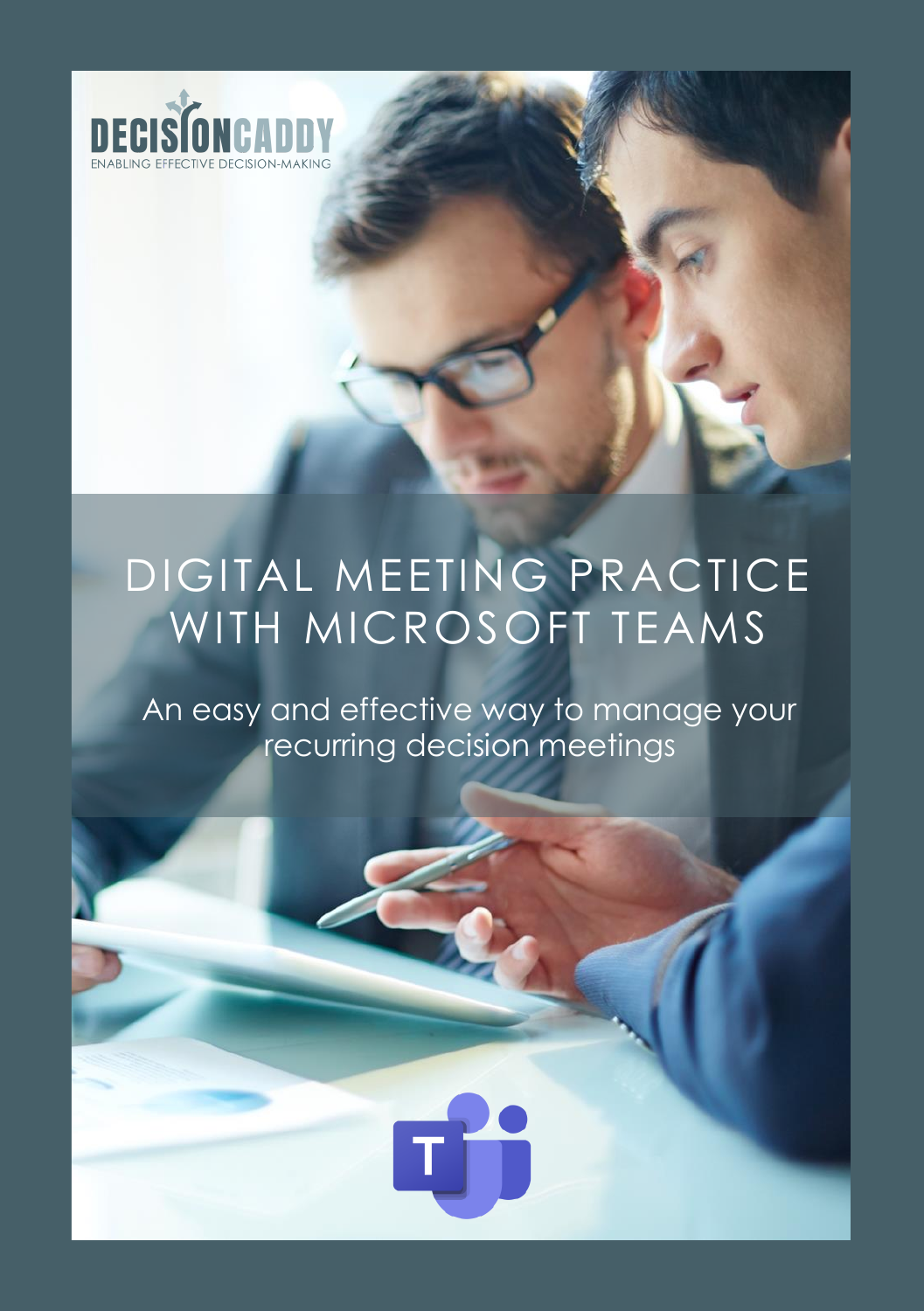DECISIONCADDY

ENABLING EFFECTIVE DECISION-MAKING

# DIGITAL MEETING PRACTICE WITH MICROSOFT TEAMS

An easy and effective way to manage your recurring decision meetings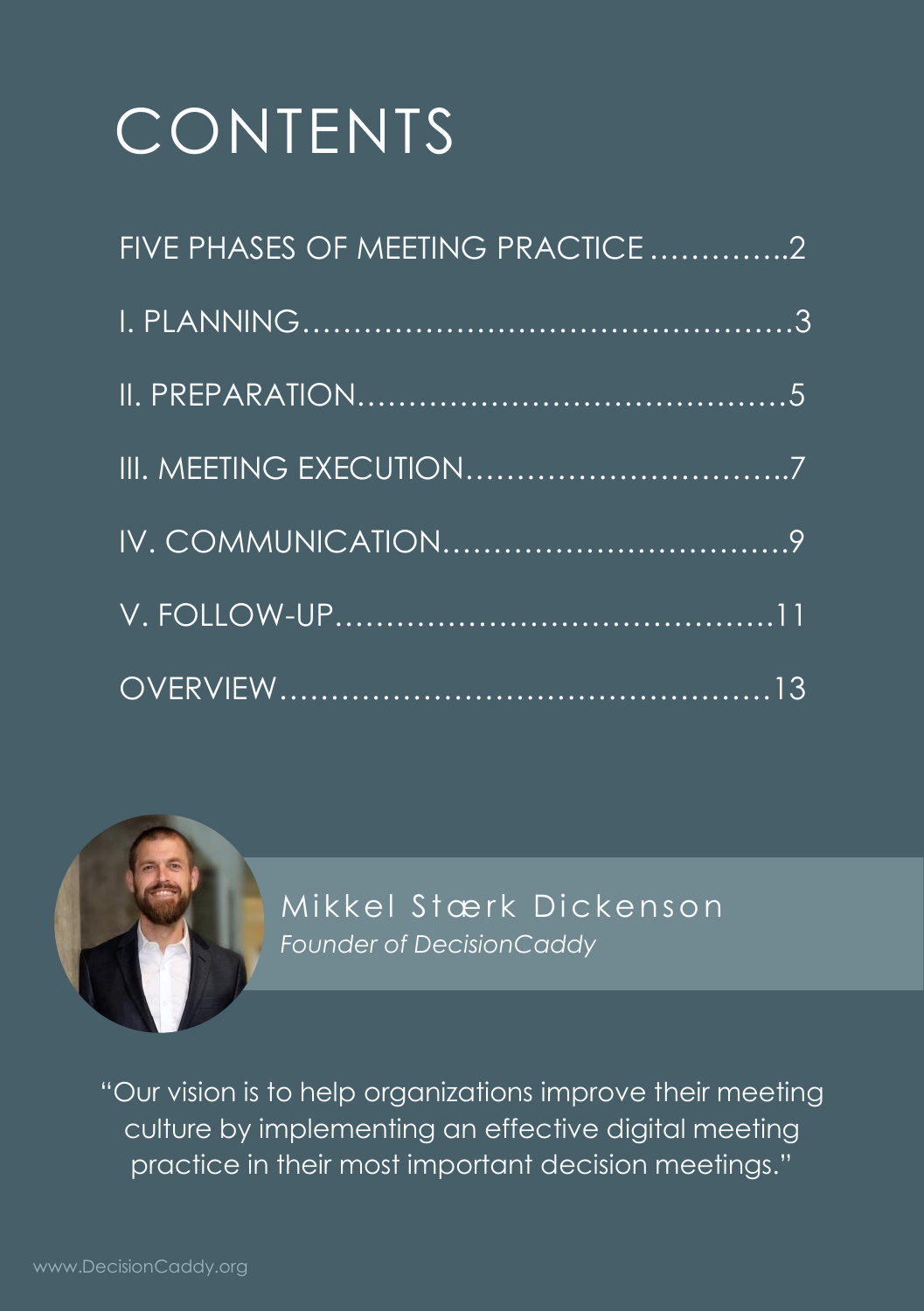# CONTENTS

FIVE PHASES OF MEETING PRACTICE ..............2

I. PLANNING..............................................3

II. PREPARATION........................................5

III. MEETING EXECUTION..............................7

IV. COMMUNICATION................................9

V. FOLLOW-UP..........................................11

OVERVIEW.................................................13

Mikkel Stærk Dickenson

*Founder of DecisionCaddy*

"Our vision is to help organizations improve their meeting culture by implementing an effective digital meeting practice in their most important decision meetings."

www.DecisionCaddy.org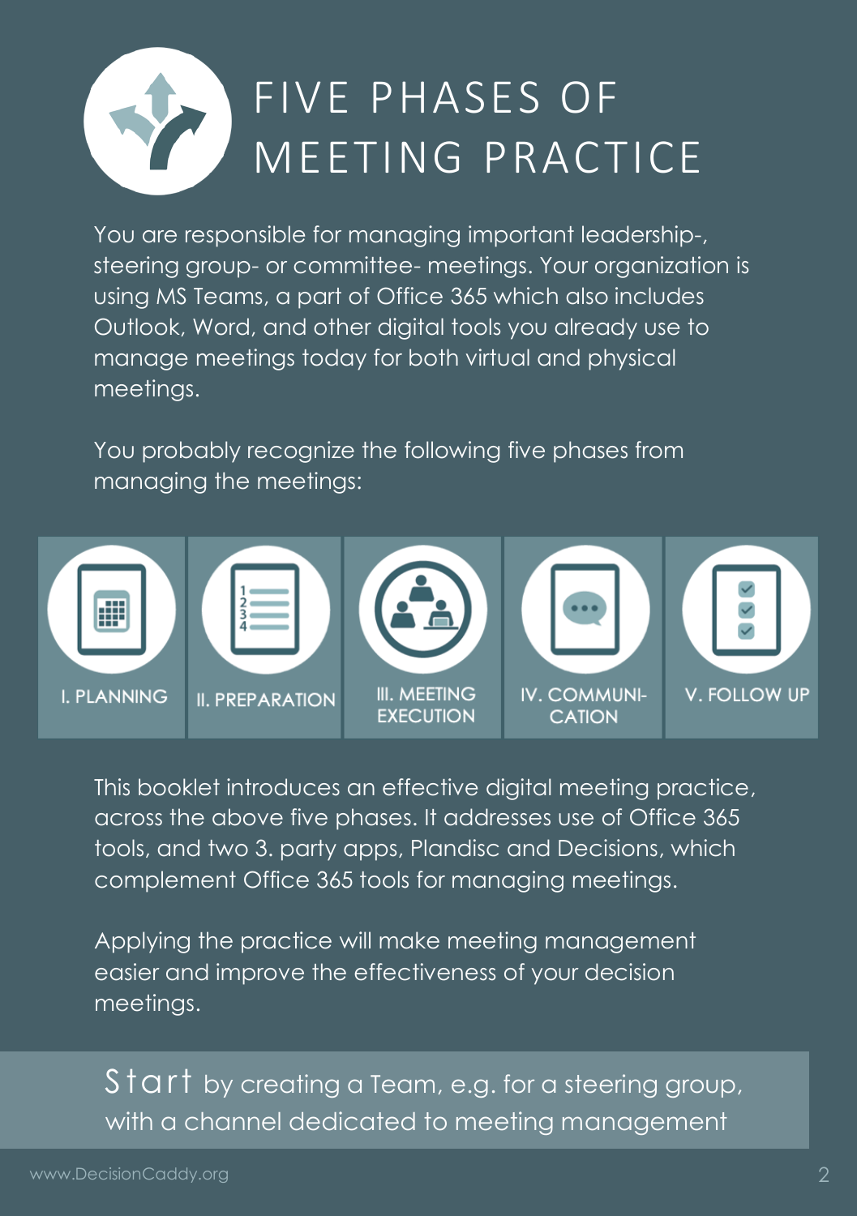# FIVE PHASES OF MEETING PRACTICE

You are responsible for managing important leadership-, steering group- or committee- meetings. Your organization is using MS Teams, a part of Office 365 which also includes Outlook, Word, and other digital tools you already use to manage meetings today for both virtual and physical meetings.

You probably recognize the following five phases from managing the meetings:

I. PLANNING

II. PREPARATION

III. MEETING EXECUTION

IV. COMMUNI-CATION

V. FOLLOW UP

This booklet introduces an effective digital meeting practice, across the above five phases. It addresses use of Office 365 tools, and two 3. party apps, Plandisc and Decisions, which complement Office 365 tools for managing meetings.

Applying the practice will make meeting management easier and improve the effectiveness of your decision meetings.

**Start** by creating a Team, e.g. for a steering group, with a channel dedicated to meeting management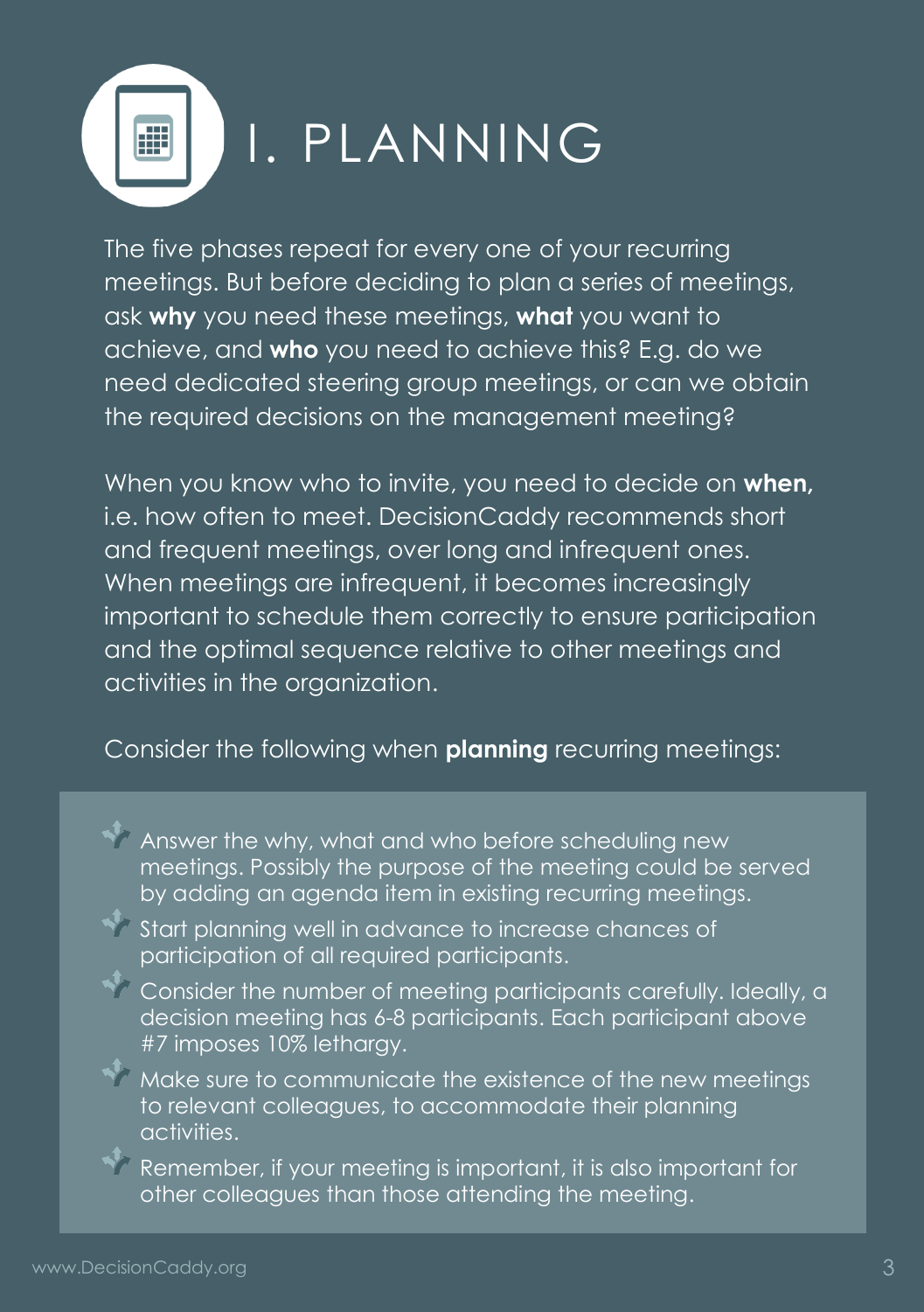# I. PLANNING

The five phases repeat for every one of your recurring meetings. But before deciding to plan a series of meetings, ask **why** you need these meetings, **what** you want to achieve, and **who** you need to achieve this? E.g. do we need dedicated steering group meetings, or can we obtain the required decisions on the management meeting?

When you know who to invite, you need to decide on **when,** i.e. how often to meet. DecisionCaddy recommends short and frequent meetings, over long and infrequent ones. When meetings are infrequent, it becomes increasingly important to schedule them correctly to ensure participation and the optimal sequence relative to other meetings and activities in the organization.

Consider the following when **planning** recurring meetings:

- Answer the why, what and who before scheduling new meetings. Possibly the purpose of the meeting could be served by adding an agenda item in existing recurring meetings.
- Start planning well in advance to increase chances of participation of all required participants.
- Consider the number of meeting participants carefully. Ideally, a decision meeting has 6-8 participants. Each participant above #7 imposes 10% lethargy.
- Make sure to communicate the existence of the new meetings to relevant colleagues, to accommodate their planning activities.
- Remember, if your meeting is important, it is also important for other colleagues than those attending the meeting.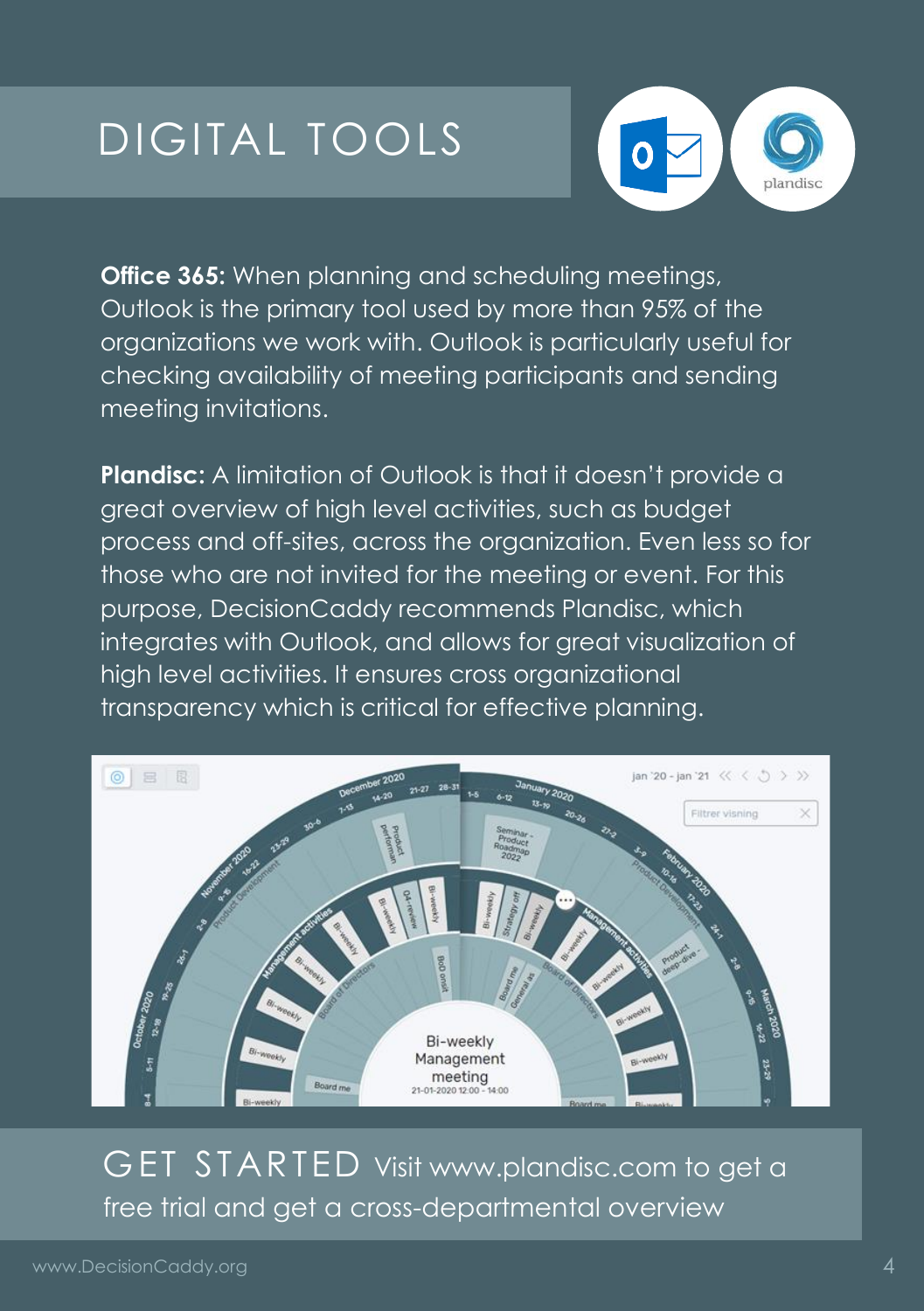# DIGITAL TOOLS

**Office 365:** When planning and scheduling meetings, Outlook is the primary tool used by more than 95% of the organizations we work with. Outlook is particularly useful for checking availability of meeting participants and sending meeting invitations.

**Plandisc:** A limitation of Outlook is that it doesn't provide a great overview of high level activities, such as budget process and off-sites, across the organization. Even less so for those who are not invited for the meeting or event. For this purpose, DecisionCaddy recommends Plandisc, which integrates with Outlook, and allows for great visualization of high level activities. It ensures cross organizational transparency which is critical for effective planning.

GET STARTED Visit www.plandisc.com to get a free trial and get a cross-departmental overview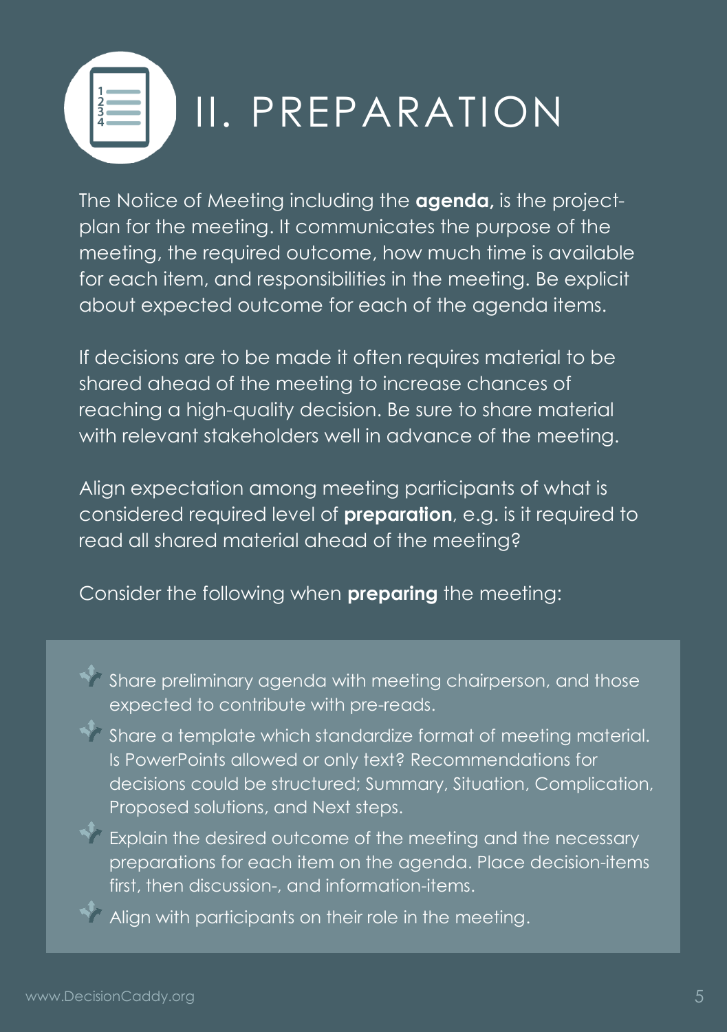# II. PREPARATION

The Notice of Meeting including the **agenda,** is the project-plan for the meeting. It communicates the purpose of the meeting, the required outcome, how much time is available for each item, and responsibilities in the meeting. Be explicit about expected outcome for each of the agenda items.

If decisions are to be made it often requires material to be shared ahead of the meeting to increase chances of reaching a high-quality decision. Be sure to share material with relevant stakeholders well in advance of the meeting.

Align expectation among meeting participants of what is considered required level of **preparation**, e.g. is it required to read all shared material ahead of the meeting?

Consider the following when **preparing** the meeting:

- Share preliminary agenda with meeting chairperson, and those expected to contribute with pre-reads.
- Share a template which standardize format of meeting material. Is PowerPoints allowed or only text? Recommendations for decisions could be structured; Summary, Situation, Complication, Proposed solutions, and Next steps.
- Explain the desired outcome of the meeting and the necessary preparations for each item on the agenda. Place decision-items first, then discussion-, and information-items.
- Align with participants on their role in the meeting.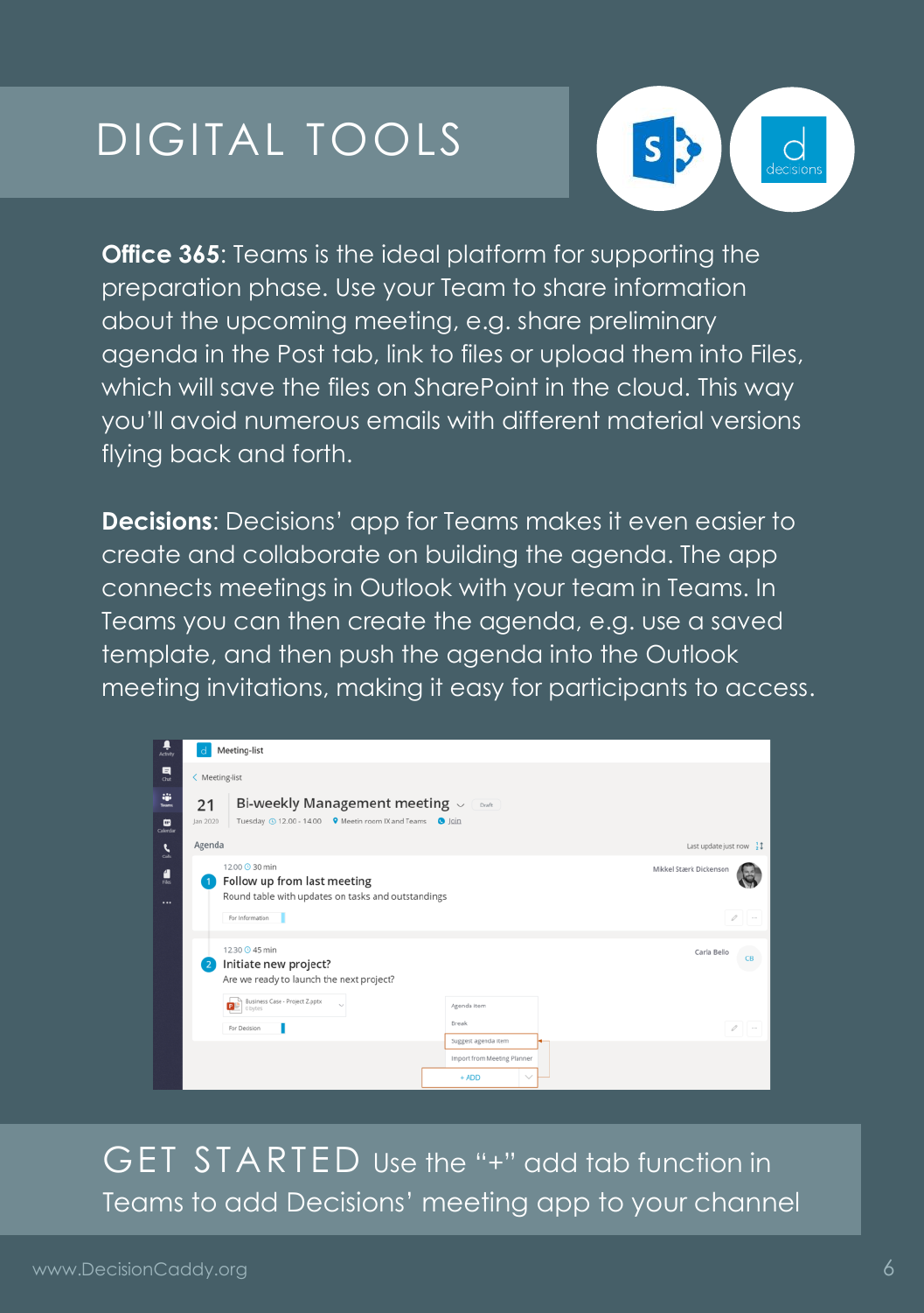# DIGITAL TOOLS

**Office 365**: Teams is the ideal platform for supporting the preparation phase. Use your Team to share information about the upcoming meeting, e.g. share preliminary agenda in the Post tab, link to files or upload them into Files, which will save the files on SharePoint in the cloud. This way you'll avoid numerous emails with different material versions flying back and forth.

**Decisions**: Decisions' app for Teams makes it even easier to create and collaborate on building the agenda. The app connects meetings in Outlook with your team in Teams. In Teams you can then create the agenda, e.g. use a saved template, and then push the agenda into the Outlook meeting invitations, making it easy for participants to access.

GET STARTED Use the "+" add tab function in Teams to add Decisions' meeting app to your channel

www.DecisionCaddy.org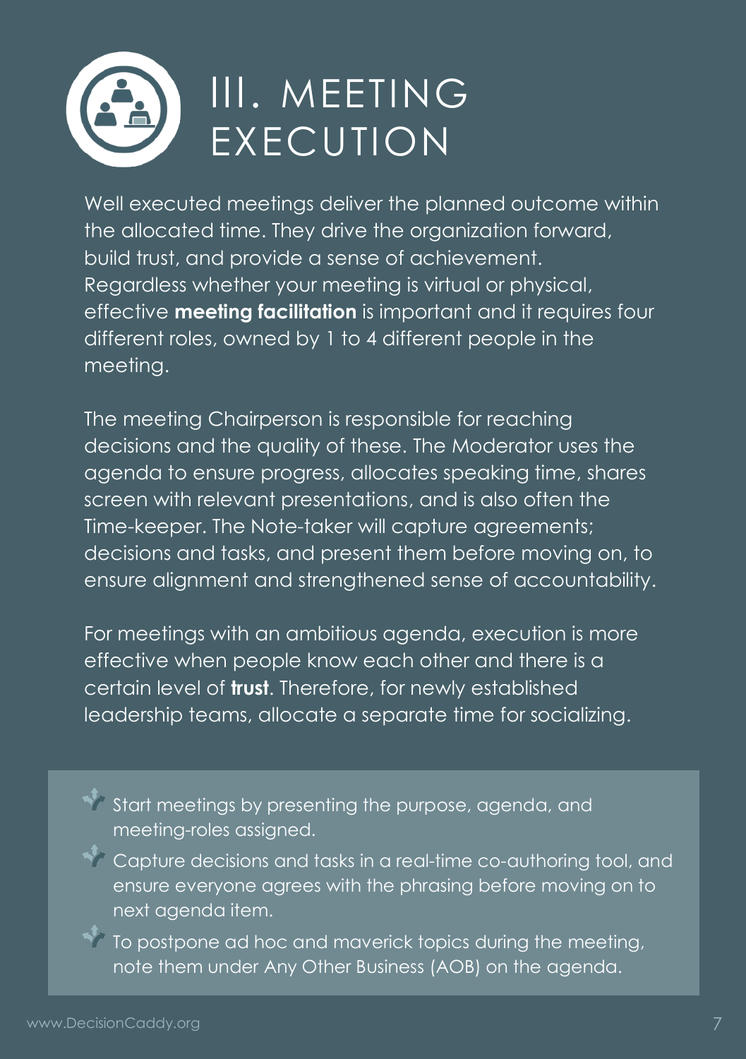# III. MEETING EXECUTION

Well executed meetings deliver the planned outcome within the allocated time. They drive the organization forward, build trust, and provide a sense of achievement. Regardless whether your meeting is virtual or physical, effective **meeting facilitation** is important and it requires four different roles, owned by 1 to 4 different people in the meeting.

The meeting Chairperson is responsible for reaching decisions and the quality of these. The Moderator uses the agenda to ensure progress, allocates speaking time, shares screen with relevant presentations, and is also often the Time-keeper. The Note-taker will capture agreements; decisions and tasks, and present them before moving on, to ensure alignment and strengthened sense of accountability.

For meetings with an ambitious agenda, execution is more effective when people know each other and there is a certain level of **trust**. Therefore, for newly established leadership teams, allocate a separate time for socializing.

- Start meetings by presenting the purpose, agenda, and meeting-roles assigned.
- Capture decisions and tasks in a real-time co-authoring tool, and ensure everyone agrees with the phrasing before moving on to next agenda item.
- To postpone ad hoc and maverick topics during the meeting, note them under Any Other Business (AOB) on the agenda.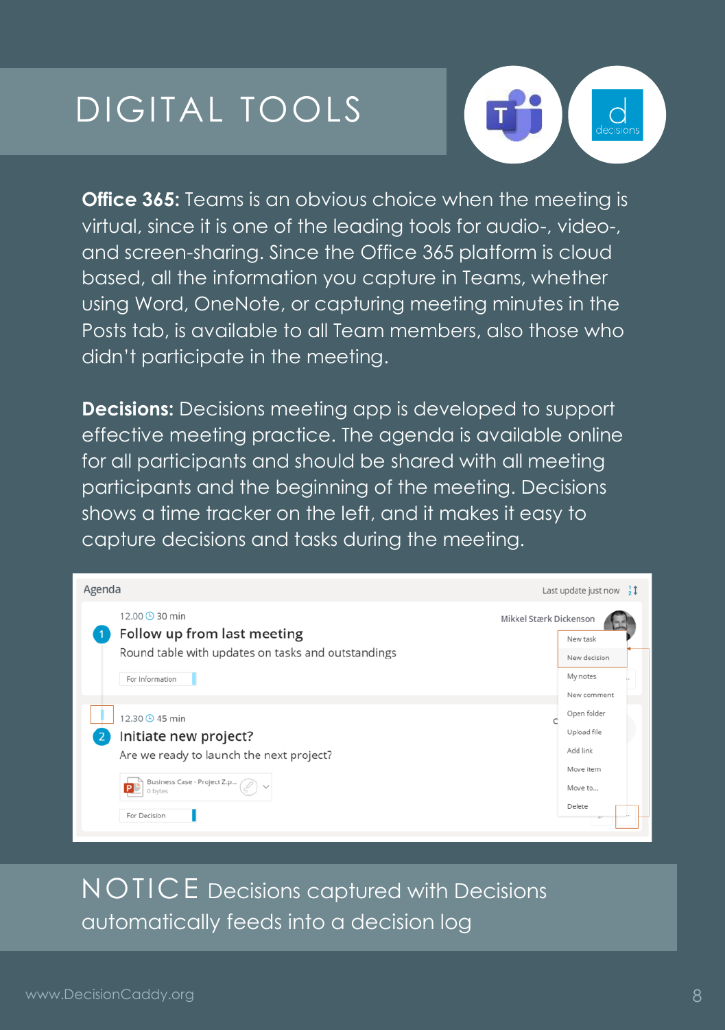# DIGITAL TOOLS

**Office 365:** Teams is an obvious choice when the meeting is virtual, since it is one of the leading tools for audio-, video-, and screen-sharing. Since the Office 365 platform is cloud based, all the information you capture in Teams, whether using Word, OneNote, or capturing meeting minutes in the Posts tab, is available to all Team members, also those who didn't participate in the meeting.

**Decisions:** Decisions meeting app is developed to support effective meeting practice. The agenda is available online for all participants and should be shared with all meeting participants and the beginning of the meeting. Decisions shows a time tracker on the left, and it makes it easy to capture decisions and tasks during the meeting.

NOTICE Decisions captured with Decisions automatically feeds into a decision log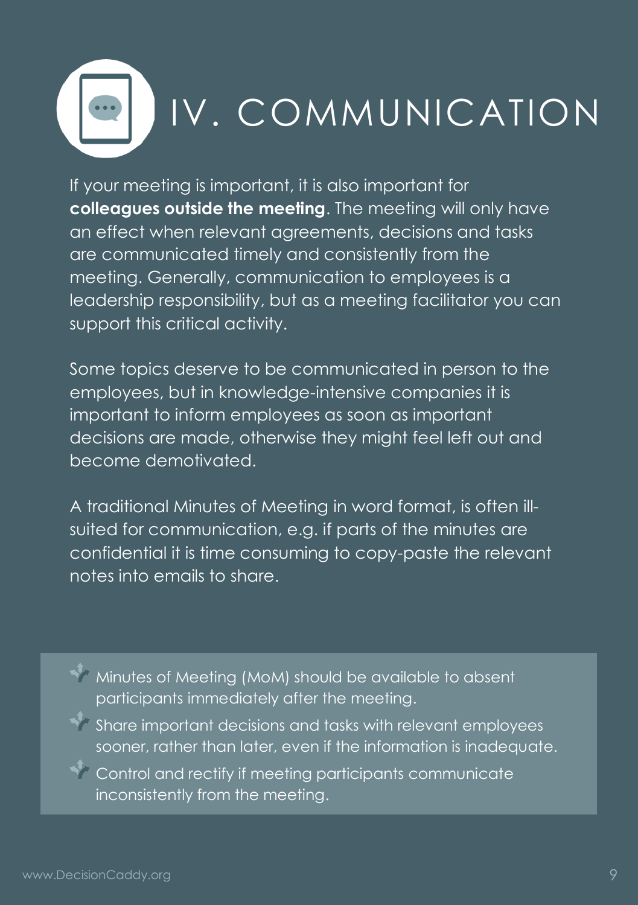# IV. COMMUNICATION

If your meeting is important, it is also important for **colleagues outside the meeting**. The meeting will only have an effect when relevant agreements, decisions and tasks are communicated timely and consistently from the meeting. Generally, communication to employees is a leadership responsibility, but as a meeting facilitator you can support this critical activity.

Some topics deserve to be communicated in person to the employees, but in knowledge-intensive companies it is important to inform employees as soon as important decisions are made, otherwise they might feel left out and become demotivated.

A traditional Minutes of Meeting in word format, is often ill-suited for communication, e.g. if parts of the minutes are confidential it is time consuming to copy-paste the relevant notes into emails to share.

- Minutes of Meeting (MoM) should be available to absent participants immediately after the meeting.
- Share important decisions and tasks with relevant employees sooner, rather than later, even if the information is inadequate.
- Control and rectify if meeting participants communicate inconsistently from the meeting.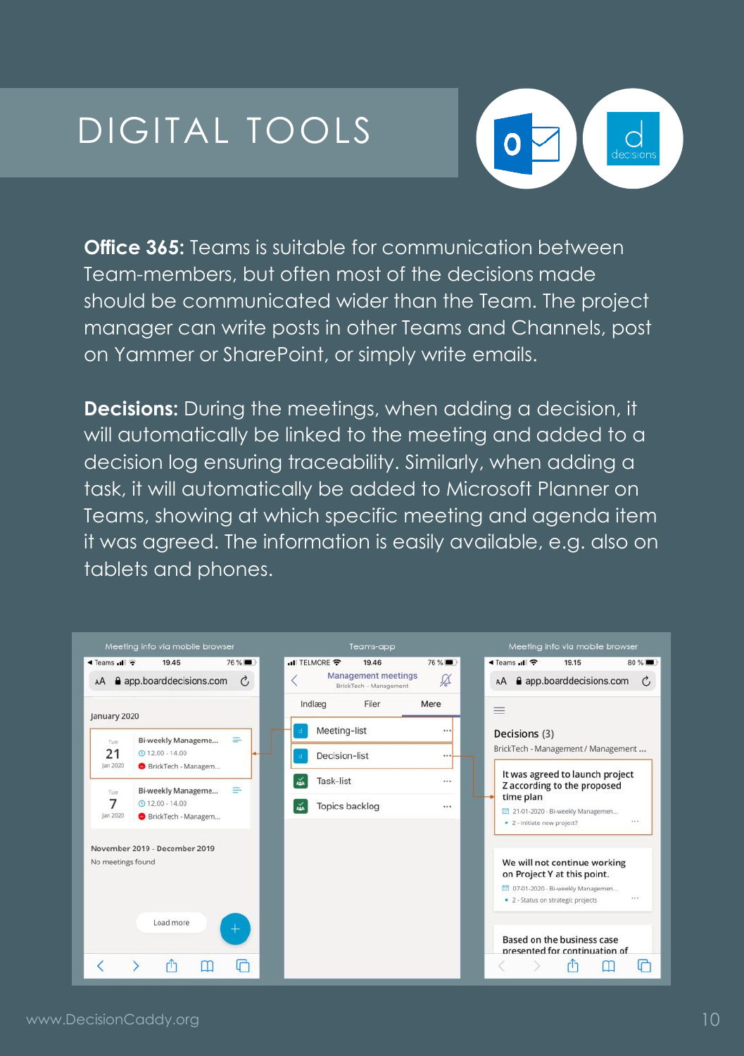# DIGITAL TOOLS

**Office 365:** Teams is suitable for communication between Team-members, but often most of the decisions made should be communicated wider than the Team. The project manager can write posts in other Teams and Channels, post on Yammer or SharePoint, or simply write emails.

**Decisions:** During the meetings, when adding a decision, it will automatically be linked to the meeting and added to a decision log ensuring traceability. Similarly, when adding a task, it will automatically be added to Microsoft Planner on Teams, showing at which specific meeting and agenda item it was agreed. The information is easily available, e.g. also on tablets and phones.

Meeting info via mobile browser

Teams-app

Meeting info via mobile browser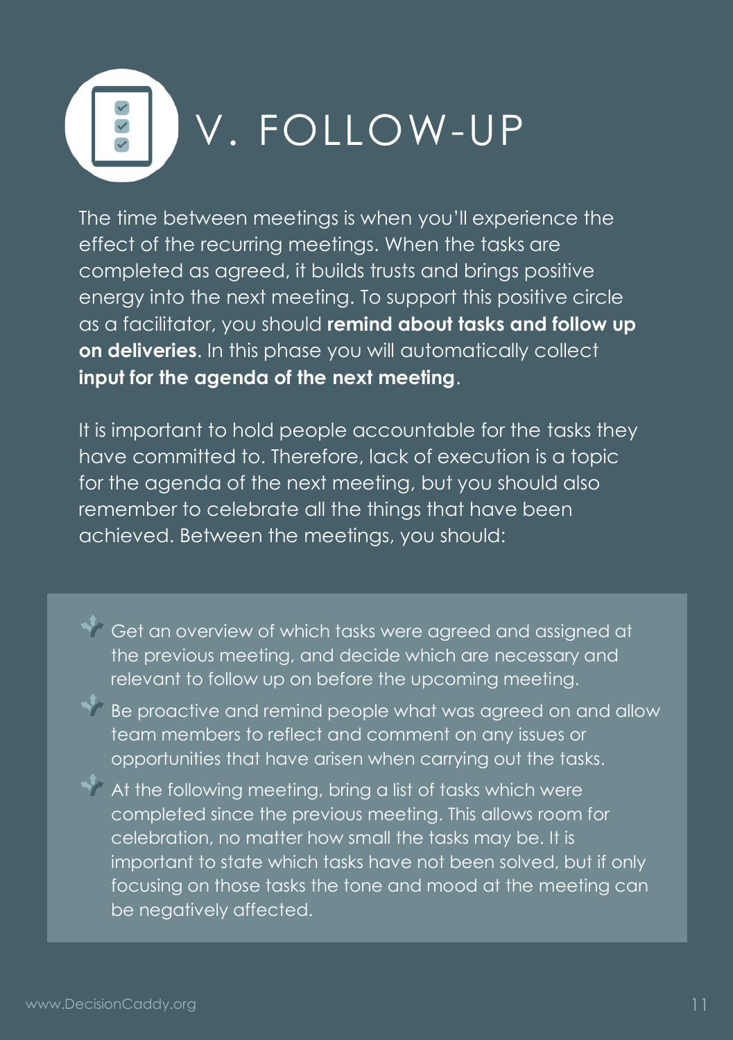# V. FOLLOW-UP

The time between meetings is when you'll experience the effect of the recurring meetings. When the tasks are completed as agreed, it builds trusts and brings positive energy into the next meeting. To support this positive circle as a facilitator, you should **remind about tasks and follow up on deliveries**. In this phase you will automatically collect **input for the agenda of the next meeting**.

It is important to hold people accountable for the tasks they have committed to. Therefore, lack of execution is a topic for the agenda of the next meeting, but you should also remember to celebrate all the things that have been achieved. Between the meetings, you should:

- Get an overview of which tasks were agreed and assigned at the previous meeting, and decide which are necessary and relevant to follow up on before the upcoming meeting.
- Be proactive and remind people what was agreed on and allow team members to reflect and comment on any issues or opportunities that have arisen when carrying out the tasks.
- At the following meeting, bring a list of tasks which were completed since the previous meeting. This allows room for celebration, no matter how small the tasks may be. It is important to state which tasks have not been solved, but if only focusing on those tasks the tone and mood at the meeting can be negatively affected.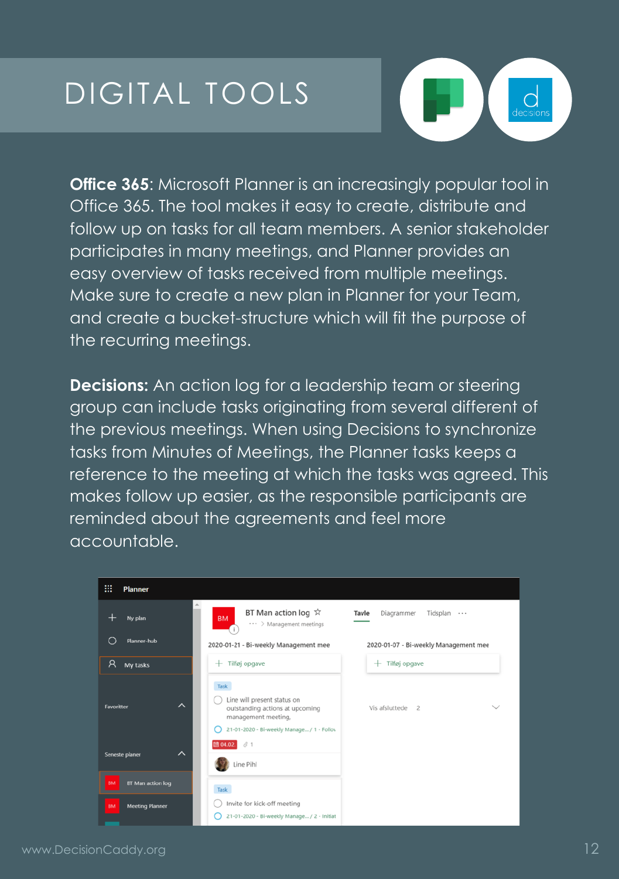# DIGITAL TOOLS

**Office 365**: Microsoft Planner is an increasingly popular tool in Office 365. The tool makes it easy to create, distribute and follow up on tasks for all team members. A senior stakeholder participates in many meetings, and Planner provides an easy overview of tasks received from multiple meetings. Make sure to create a new plan in Planner for your Team, and create a bucket-structure which will fit the purpose of the recurring meetings.

**Decisions:** An action log for a leadership team or steering group can include tasks originating from several different of the previous meetings. When using Decisions to synchronize tasks from Minutes of Meetings, the Planner tasks keeps a reference to the meeting at which the tasks was agreed. This makes follow up easier, as the responsible participants are reminded about the agreements and feel more accountable.

www.DecisionCaddy.org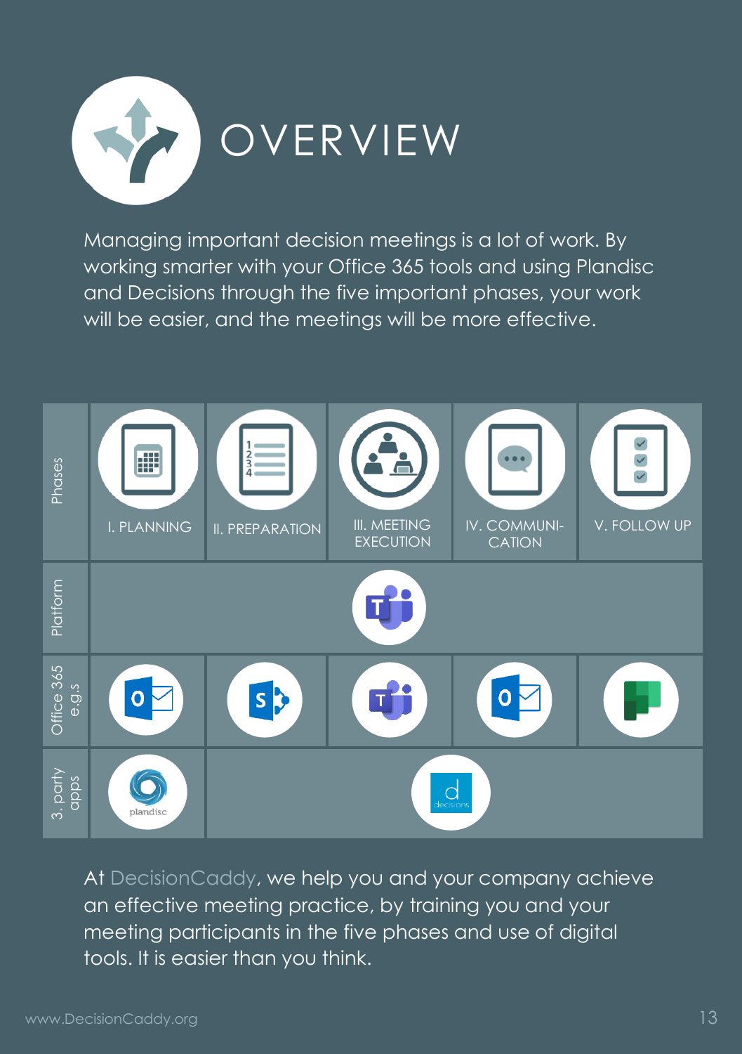# OVERVIEW

Managing important decision meetings is a lot of work. By working smarter with your Office 365 tools and using Plandisc and Decisions through the five important phases, your work will be easier, and the meetings will be more effective.

| Phases | I. PLANNING | II. PREPARATION | III. MEETING EXECUTION | IV. COMMUNI-CATION | V. FOLLOW UP |
|---|---|---|---|---|---|
| Platform | | | Teams | | |
| Office 365 e.g.s | Outlook | SharePoint | Teams | Outlook | Planner |
| 3. party apps | plandisc | | decisions | | |

At DecisionCaddy, we help you and your company achieve an effective meeting practice, by training you and your meeting participants in the five phases and use of digital tools. It is easier than you think.

www.DecisionCaddy.org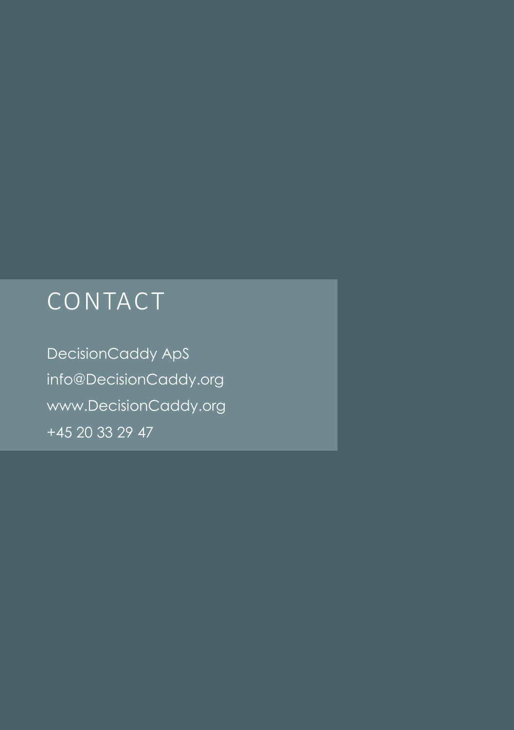# CONTACT

DecisionCaddy ApS

info@DecisionCaddy.org

www.DecisionCaddy.org

+45 20 33 29 47